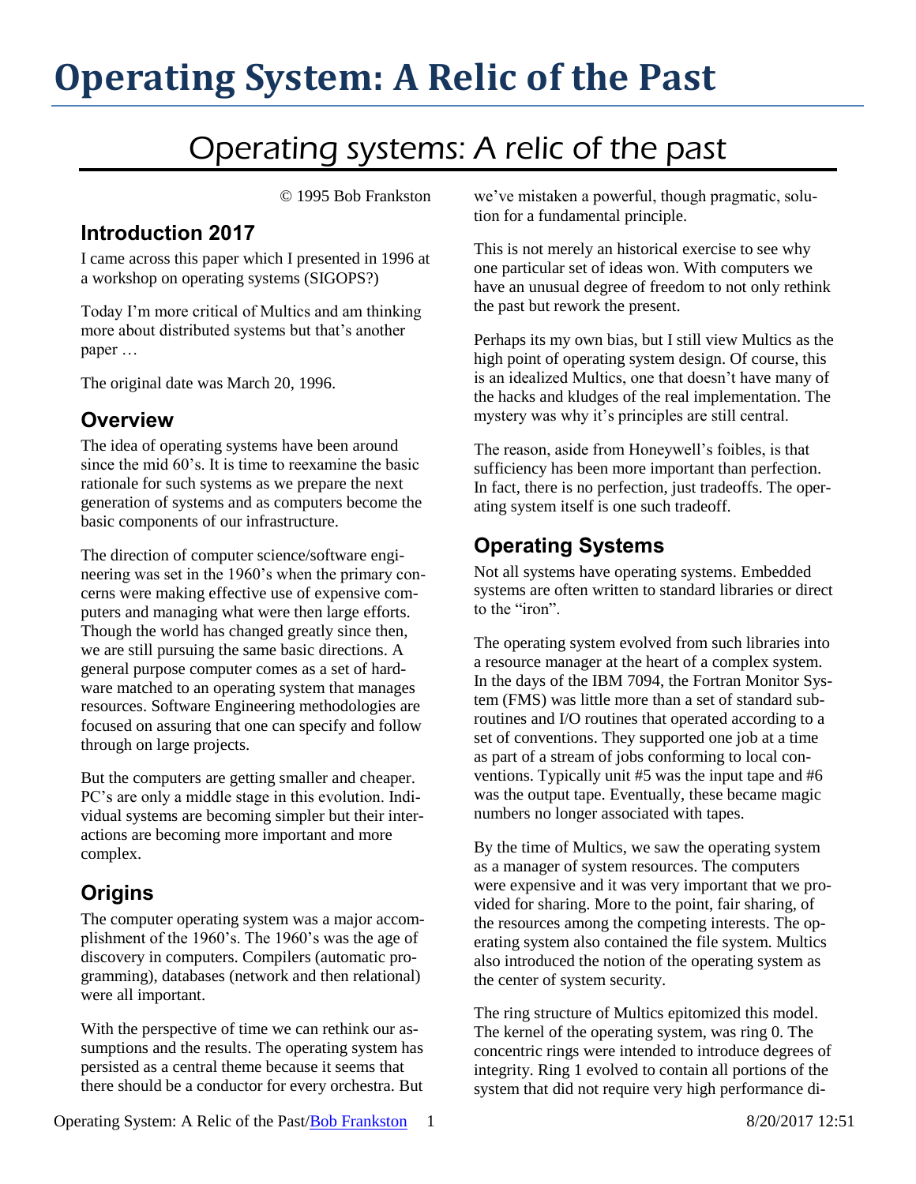# Operating System: A Relic of the Past

## Operating systems: A relic of the past

© 1995 Bob Frankston

### Introduction 2017

I came across this paper which I presented in 1996 at a workshop on operating systems (SIGOPS?)

Today I'm more critical of Multics and am thinking more about distributed systems but that's another paper …

The original date was March 20, 1996.

### Overview

The idea of operating systems have been around since the mid 60's. It is time to reexamine the basic rationale for such systems as we prepare the next generation of systems and as computers become the basic components of our infrastructure.

The direction of computer science/software engineering was set in the 1960's when the primary concerns were making effective use of expensive computers and managing what were then large efforts. Though the world has changed greatly since then, we are still pursuing the same basic directions. A general purpose computer comes as a set of hardware matched to an operating system that manages resources. Software Engineering methodologies are focused on assuring that one can specify and follow through on large projects.

But the computers are getting smaller and cheaper. PC's are only a middle stage in this evolution. Individual systems are becoming simpler but their interactions are becoming more important and more complex.

### Origins

The computer operating system was a major accomplishment of the 1960's. The 1960's was the age of discovery in computers. Compilers (automatic programming), databases (network and then relational) were all important.

With the perspective of time we can rethink our assumptions and the results. The operating system has persisted as a central theme because it seems that there should be a conductor for every orchestra. But we've mistaken a powerful, though pragmatic, solution for a fundamental principle.

This is not merely an historical exercise to see why one particular set of ideas won. With computers we have an unusual degree of freedom to not only rethink the past but rework the present.

Perhaps its my own bias, but I still view Multics as the high point of operating system design. Of course, this is an idealized Multics, one that doesn't have many of the hacks and kludges of the real implementation. The mystery was why it's principles are still central.

The reason, aside from Honeywell's foibles, is that sufficiency has been more important than perfection. In fact, there is no perfection, just tradeoffs. The operating system itself is one such tradeoff.

### Operating Systems

Not all systems have operating systems. Embedded systems are often written to standard libraries or direct to the "iron".

The operating system evolved from such libraries into a resource manager at the heart of a complex system. In the days of the IBM 7094, the Fortran Monitor System (FMS) was little more than a set of standard subroutines and I/O routines that operated according to a set of conventions. They supported one job at a time as part of a stream of jobs conforming to local conventions. Typically unit #5 was the input tape and #6 was the output tape. Eventually, these became magic numbers no longer associated with tapes.

By the time of Multics, we saw the operating system as a manager of system resources. The computers were expensive and it was very important that we provided for sharing. More to the point, fair sharing, of the resources among the competing interests. The operating system also contained the file system. Multics also introduced the notion of the operating system as the center of system security.

The ring structure of Multics epitomized this model. The kernel of the operating system, was ring 0. The concentric rings were intended to introduce degrees of integrity. Ring 1 evolved to contain all portions of the system that did not require very high performance di-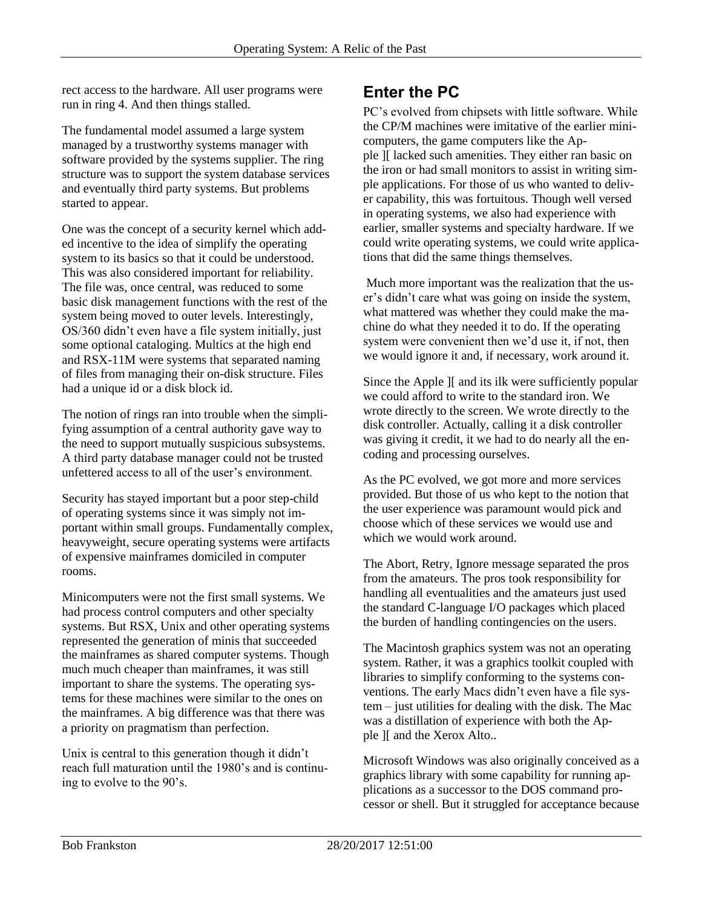rect access to the hardware. All user programs were run in ring 4. And then things stalled.

The fundamental model assumed a large system managed by a trustworthy systems manager with software provided by the systems supplier. The ring structure was to support the system database services and eventually third party systems. But problems started to appear.

One was the concept of a security kernel which added incentive to the idea of simplify the operating system to its basics so that it could be understood. This was also considered important for reliability. The file was, once central, was reduced to some basic disk management functions with the rest of the system being moved to outer levels. Interestingly, OS/360 didn't even have a file system initially, just some optional cataloging. Multics at the high end and RSX-11M were systems that separated naming of files from managing their on-disk structure. Files had a unique id or a disk block id.

The notion of rings ran into trouble when the simplifying assumption of a central authority gave way to the need to support mutually suspicious subsystems. A third party database manager could not be trusted unfettered access to all of the user's environment.

Security has stayed important but a poor step-child of operating systems since it was simply not important within small groups. Fundamentally complex, heavyweight, secure operating systems were artifacts of expensive mainframes domiciled in computer rooms.

Minicomputers were not the first small systems. We had process control computers and other specialty systems. But RSX, Unix and other operating systems represented the generation of minis that succeeded the mainframes as shared computer systems. Though much much cheaper than mainframes, it was still important to share the systems. The operating systems for these machines were similar to the ones on the mainframes. A big difference was that there was a priority on pragmatism than perfection.

Unix is central to this generation though it didn't reach full maturation until the 1980's and is continuing to evolve to the 90's.

## Enter the PC

PC's evolved from chipsets with little software. While the CP/M machines were imitative of the earlier minicomputers, the game computers like the Apple ][ lacked such amenities. They either ran basic on the iron or had small monitors to assist in writing simple applications. For those of us who wanted to deliver capability, this was fortuitous. Though well versed in operating systems, we also had experience with earlier, smaller systems and specialty hardware. If we could write operating systems, we could write applications that did the same things themselves.

Much more important was the realization that the user's didn't care what was going on inside the system, what mattered was whether they could make the machine do what they needed it to do. If the operating system were convenient then we'd use it, if not, then we would ignore it and, if necessary, work around it.

Since the Apple ][ and its ilk were sufficiently popular we could afford to write to the standard iron. We wrote directly to the screen. We wrote directly to the disk controller. Actually, calling it a disk controller was giving it credit, it we had to do nearly all the encoding and processing ourselves.

As the PC evolved, we got more and more services provided. But those of us who kept to the notion that the user experience was paramount would pick and choose which of these services we would use and which we would work around.

The Abort, Retry, Ignore message separated the pros from the amateurs. The pros took responsibility for handling all eventualities and the amateurs just used the standard C-language I/O packages which placed the burden of handling contingencies on the users.

The Macintosh graphics system was not an operating system. Rather, it was a graphics toolkit coupled with libraries to simplify conforming to the systems conventions. The early Macs didn't even have a file system – just utilities for dealing with the disk. The Mac was a distillation of experience with both the Apple ][ and the Xerox Alto..

Microsoft Windows was also originally conceived as a graphics library with some capability for running applications as a successor to the DOS command processor or shell. But it struggled for acceptance because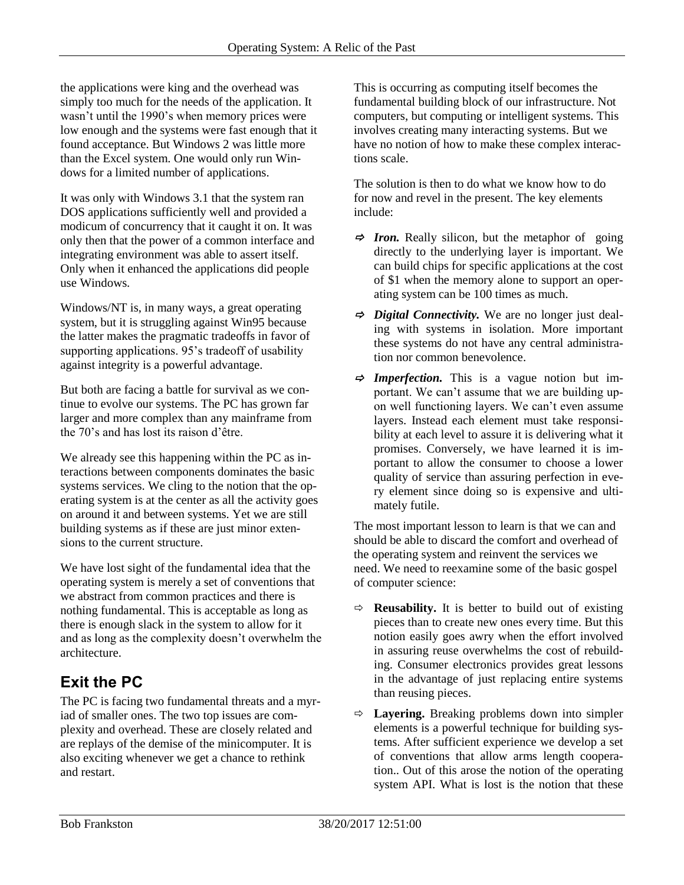the applications were king and the overhead was simply too much for the needs of the application. It wasn't until the 1990's when memory prices were low enough and the systems were fast enough that it found acceptance. But Windows 2 was little more than the Excel system. One would only run Windows for a limited number of applications.

It was only with Windows 3.1 that the system ran DOS applications sufficiently well and provided a modicum of concurrency that it caught it on. It was only then that the power of a common interface and integrating environment was able to assert itself. Only when it enhanced the applications did people use Windows.

Windows/NT is, in many ways, a great operating system, but it is struggling against Win95 because the latter makes the pragmatic tradeoffs in favor of supporting applications. 95's tradeoff of usability against integrity is a powerful advantage.

But both are facing a battle for survival as we continue to evolve our systems. The PC has grown far larger and more complex than any mainframe from the 70's and has lost its raison d'être.

We already see this happening within the PC as interactions between components dominates the basic systems services. We cling to the notion that the operating system is at the center as all the activity goes on around it and between systems. Yet we are still building systems as if these are just minor extensions to the current structure.

We have lost sight of the fundamental idea that the operating system is merely a set of conventions that we abstract from common practices and there is nothing fundamental. This is acceptable as long as there is enough slack in the system to allow for it and as long as the complexity doesn't overwhelm the architecture.

## Exit the PC

The PC is facing two fundamental threats and a myriad of smaller ones. The two top issues are complexity and overhead. These are closely related and are replays of the demise of the minicomputer. It is also exciting whenever we get a chance to rethink and restart.

This is occurring as computing itself becomes the fundamental building block of our infrastructure. Not computers, but computing or intelligent systems. This involves creating many interacting systems. But we have no notion of how to make these complex interactions scale.

The solution is then to do what we know how to do for now and revel in the present. The key elements include:

- ***Iron.*** Really silicon, but the metaphor of going directly to the underlying layer is important. We can build chips for specific applications at the cost of $1 when the memory alone to support an operating system can be 100 times as much.
- ***Digital Connectivity.*** We are no longer just dealing with systems in isolation. More important these systems do not have any central administration nor common benevolence.
- ***Imperfection.*** This is a vague notion but important. We can't assume that we are building upon well functioning layers. We can't even assume layers. Instead each element must take responsibility at each level to assure it is delivering what it promises. Conversely, we have learned it is important to allow the consumer to choose a lower quality of service than assuring perfection in every element since doing so is expensive and ultimately futile.

The most important lesson to learn is that we can and should be able to discard the comfort and overhead of the operating system and reinvent the services we need. We need to reexamine some of the basic gospel of computer science:

- **Reusability.** It is better to build out of existing pieces than to create new ones every time. But this notion easily goes awry when the effort involved in assuring reuse overwhelms the cost of rebuilding. Consumer electronics provides great lessons in the advantage of just replacing entire systems than reusing pieces.
- **Layering.** Breaking problems down into simpler elements is a powerful technique for building systems. After sufficient experience we develop a set of conventions that allow arms length cooperation.. Out of this arose the notion of the operating system API. What is lost is the notion that these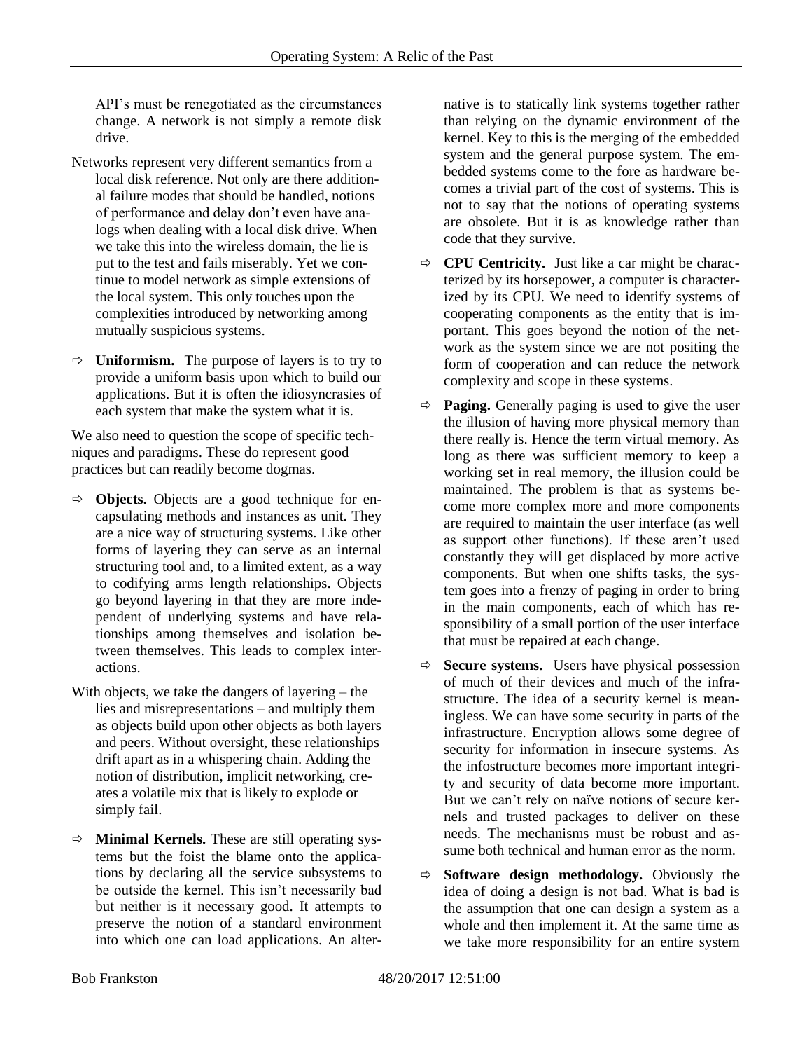API's must be renegotiated as the circumstances change. A network is not simply a remote disk drive.

Networks represent very different semantics from a local disk reference. Not only are there additional failure modes that should be handled, notions of performance and delay don't even have analogs when dealing with a local disk drive. When we take this into the wireless domain, the lie is put to the test and fails miserably. Yet we continue to model network as simple extensions of the local system. This only touches upon the complexities introduced by networking among mutually suspicious systems.

- **Uniformism.** The purpose of layers is to try to provide a uniform basis upon which to build our applications. But it is often the idiosyncrasies of each system that make the system what it is.

We also need to question the scope of specific techniques and paradigms. These do represent good practices but can readily become dogmas.

- **Objects.** Objects are a good technique for encapsulating methods and instances as unit. They are a nice way of structuring systems. Like other forms of layering they can serve as an internal structuring tool and, to a limited extent, as a way to codifying arms length relationships. Objects go beyond layering in that they are more independent of underlying systems and have relationships among themselves and isolation between themselves. This leads to complex interactions.

With objects, we take the dangers of layering – the lies and misrepresentations – and multiply them as objects build upon other objects as both layers and peers. Without oversight, these relationships drift apart as in a whispering chain. Adding the notion of distribution, implicit networking, creates a volatile mix that is likely to explode or simply fail.

- **Minimal Kernels.** These are still operating systems but the foist the blame onto the applications by declaring all the service subsystems to be outside the kernel. This isn't necessarily bad but neither is it necessary good. It attempts to preserve the notion of a standard environment into which one can load applications. An alternative is to statically link systems together rather than relying on the dynamic environment of the kernel. Key to this is the merging of the embedded system and the general purpose system. The embedded systems come to the fore as hardware becomes a trivial part of the cost of systems. This is not to say that the notions of operating systems are obsolete. But it is as knowledge rather than code that they survive.
- **CPU Centricity.** Just like a car might be characterized by its horsepower, a computer is characterized by its CPU. We need to identify systems of cooperating components as the entity that is important. This goes beyond the notion of the network as the system since we are not positing the form of cooperation and can reduce the network complexity and scope in these systems.
- **Paging.** Generally paging is used to give the user the illusion of having more physical memory than there really is. Hence the term virtual memory. As long as there was sufficient memory to keep a working set in real memory, the illusion could be maintained. The problem is that as systems become more complex more and more components are required to maintain the user interface (as well as support other functions). If these aren't used constantly they will get displaced by more active components. But when one shifts tasks, the system goes into a frenzy of paging in order to bring in the main components, each of which has responsibility of a small portion of the user interface that must be repaired at each change.
- **Secure systems.** Users have physical possession of much of their devices and much of the infrastructure. The idea of a security kernel is meaningless. We can have some security in parts of the infrastructure. Encryption allows some degree of security for information in insecure systems. As the infostructure becomes more important integrity and security of data become more important. But we can't rely on naïve notions of secure kernels and trusted packages to deliver on these needs. The mechanisms must be robust and assume both technical and human error as the norm.
- **Software design methodology.** Obviously the idea of doing a design is not bad. What is bad is the assumption that one can design a system as a whole and then implement it. At the same time as we take more responsibility for an entire system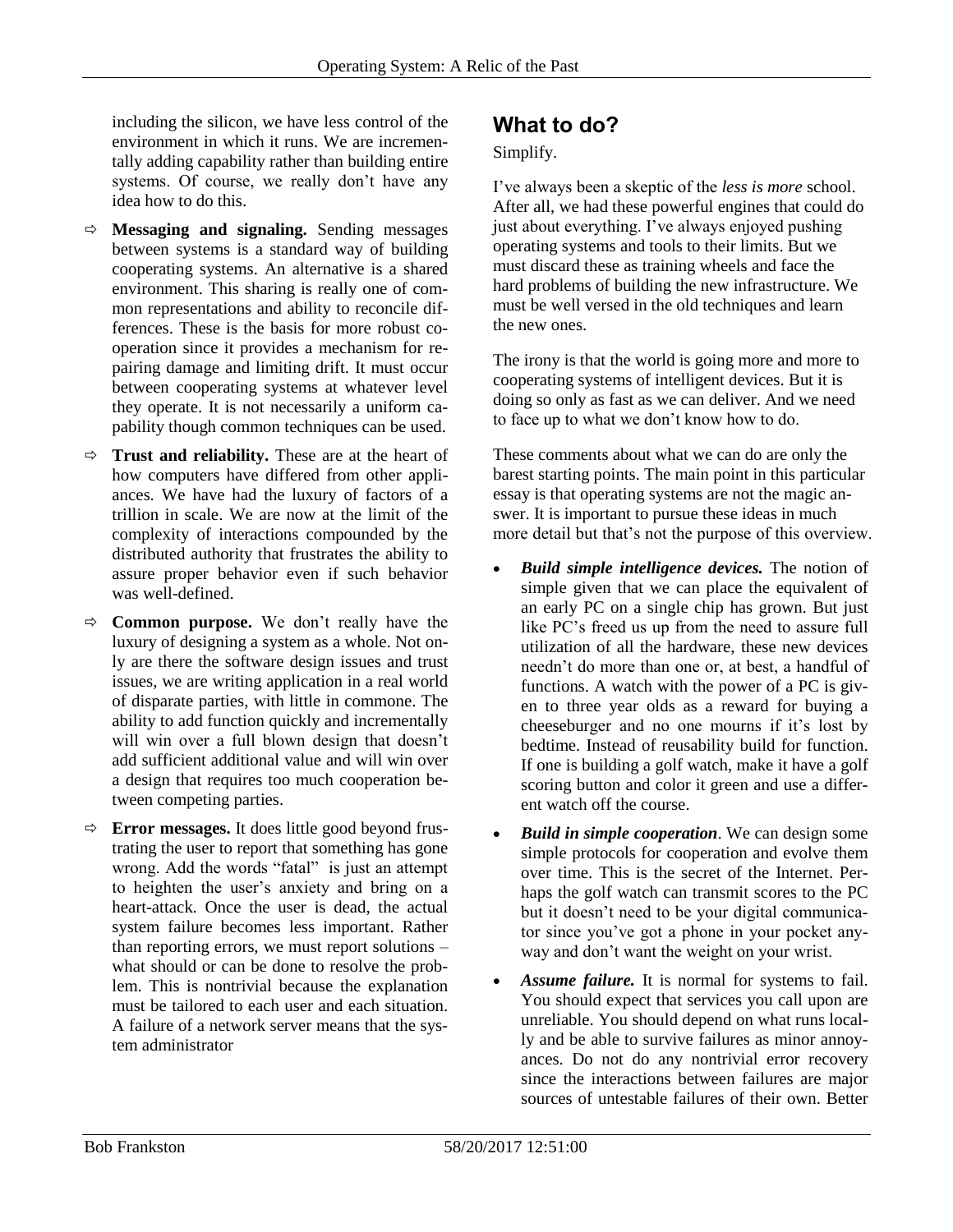including the silicon, we have less control of the environment in which it runs. We are incrementally adding capability rather than building entire systems. Of course, we really don't have any idea how to do this.

- **Messaging and signaling.** Sending messages between systems is a standard way of building cooperating systems. An alternative is a shared environment. This sharing is really one of common representations and ability to reconcile differences. These is the basis for more robust cooperation since it provides a mechanism for repairing damage and limiting drift. It must occur between cooperating systems at whatever level they operate. It is not necessarily a uniform capability though common techniques can be used.
- **Trust and reliability.** These are at the heart of how computers have differed from other appliances. We have had the luxury of factors of a trillion in scale. We are now at the limit of the complexity of interactions compounded by the distributed authority that frustrates the ability to assure proper behavior even if such behavior was well-defined.
- **Common purpose.** We don't really have the luxury of designing a system as a whole. Not only are there the software design issues and trust issues, we are writing application in a real world of disparate parties, with little in commone. The ability to add function quickly and incrementally will win over a full blown design that doesn't add sufficient additional value and will win over a design that requires too much cooperation between competing parties.
- **Error messages.** It does little good beyond frustrating the user to report that something has gone wrong. Add the words "fatal" is just an attempt to heighten the user's anxiety and bring on a heart-attack. Once the user is dead, the actual system failure becomes less important. Rather than reporting errors, we must report solutions – what should or can be done to resolve the problem. This is nontrivial because the explanation must be tailored to each user and each situation. A failure of a network server means that the system administrator

## What to do?

Simplify.

I've always been a skeptic of the *less is more* school. After all, we had these powerful engines that could do just about everything. I've always enjoyed pushing operating systems and tools to their limits. But we must discard these as training wheels and face the hard problems of building the new infrastructure. We must be well versed in the old techniques and learn the new ones.

The irony is that the world is going more and more to cooperating systems of intelligent devices. But it is doing so only as fast as we can deliver. And we need to face up to what we don't know how to do.

These comments about what we can do are only the barest starting points. The main point in this particular essay is that operating systems are not the magic answer. It is important to pursue these ideas in much more detail but that's not the purpose of this overview.

- ***Build simple intelligence devices.*** The notion of simple given that we can place the equivalent of an early PC on a single chip has grown. But just like PC's freed us up from the need to assure full utilization of all the hardware, these new devices needn't do more than one or, at best, a handful of functions. A watch with the power of a PC is given to three year olds as a reward for buying a cheeseburger and no one mourns if it's lost by bedtime. Instead of reusability build for function. If one is building a golf watch, make it have a golf scoring button and color it green and use a different watch off the course.
- ***Build in simple cooperation***. We can design some simple protocols for cooperation and evolve them over time. This is the secret of the Internet. Perhaps the golf watch can transmit scores to the PC but it doesn't need to be your digital communicator since you've got a phone in your pocket anyway and don't want the weight on your wrist.
- ***Assume failure.*** It is normal for systems to fail. You should expect that services you call upon are unreliable. You should depend on what runs locally and be able to survive failures as minor annoyances. Do not do any nontrivial error recovery since the interactions between failures are major sources of untestable failures of their own. Better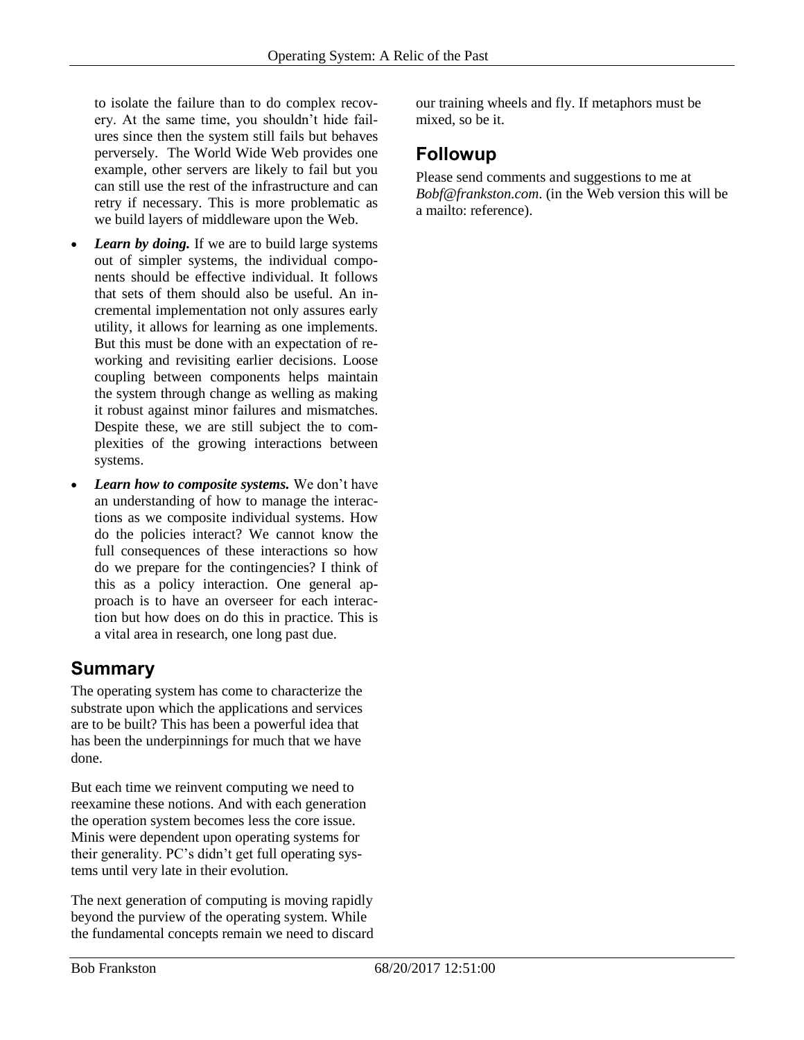to isolate the failure than to do complex recovery. At the same time, you shouldn't hide failures since then the system still fails but behaves perversely. The World Wide Web provides one example, other servers are likely to fail but you can still use the rest of the infrastructure and can retry if necessary. This is more problematic as we build layers of middleware upon the Web.

- ***Learn by doing.*** If we are to build large systems out of simpler systems, the individual components should be effective individual. It follows that sets of them should also be useful. An incremental implementation not only assures early utility, it allows for learning as one implements. But this must be done with an expectation of reworking and revisiting earlier decisions. Loose coupling between components helps maintain the system through change as welling as making it robust against minor failures and mismatches. Despite these, we are still subject the to complexities of the growing interactions between systems.
- ***Learn how to composite systems.*** We don't have an understanding of how to manage the interactions as we composite individual systems. How do the policies interact? We cannot know the full consequences of these interactions so how do we prepare for the contingencies? I think of this as a policy interaction. One general approach is to have an overseer for each interaction but how does on do this in practice. This is a vital area in research, one long past due.

## Summary

The operating system has come to characterize the substrate upon which the applications and services are to be built? This has been a powerful idea that has been the underpinnings for much that we have done.

But each time we reinvent computing we need to reexamine these notions. And with each generation the operation system becomes less the core issue. Minis were dependent upon operating systems for their generality. PC's didn't get full operating systems until very late in their evolution.

The next generation of computing is moving rapidly beyond the purview of the operating system. While the fundamental concepts remain we need to discard our training wheels and fly. If metaphors must be mixed, so be it.

## Followup

Please send comments and suggestions to me at *Bobf@frankston.com*. (in the Web version this will be a mailto: reference).